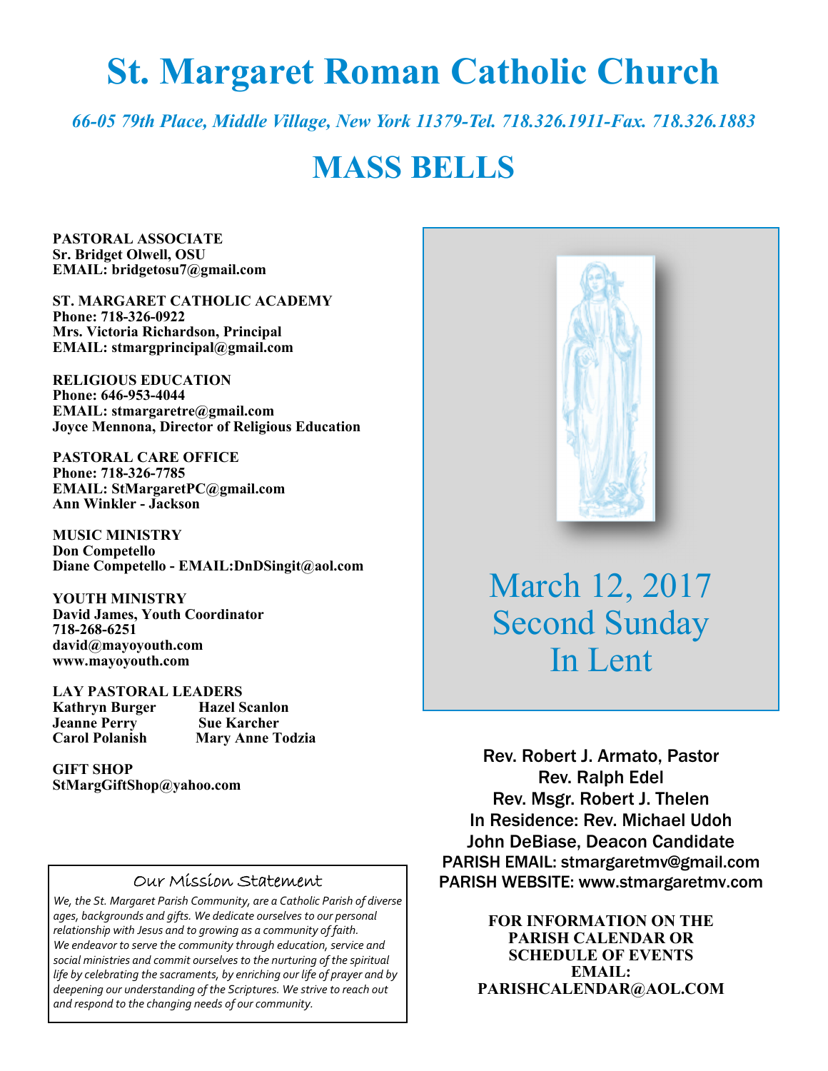# St. Margaret Roman Catholic Church

*66-05 79th Place, Middle Village, New York 11379-Tel. 718.326.1911-Fax. 718.326.1883*

# MASS BELLS

**PASTORAL ASSOCIATE**
**Sr. Bridget Olwell, OSU**
**EMAIL: bridgetosu7@gmail.com**

**ST. MARGARET CATHOLIC ACADEMY**
**Phone: 718-326-0922**
**Mrs. Victoria Richardson, Principal**
**EMAIL: stmargprincipal@gmail.com**

**RELIGIOUS EDUCATION**
**Phone: 646-953-4044**
**EMAIL: stmargaretre@gmail.com**
**Joyce Mennona, Director of Religious Education**

**PASTORAL CARE OFFICE**
**Phone: 718-326-7785**
**EMAIL: StMargaretPC@gmail.com**
**Ann Winkler - Jackson**

**MUSIC MINISTRY**
**Don Competello**
**Diane Competello - EMAIL:DnDSingit@aol.com**

**YOUTH MINISTRY**
**David James, Youth Coordinator**
**718-268-6251**
**david@mayoyouth.com**
**www.mayoyouth.com**

**LAY PASTORAL LEADERS**

| | |
|---|---|
| **Kathryn Burger** | **Hazel Scanlon** |
| **Jeanne Perry** | **Sue Karcher** |
| **Carol Polanish** | **Mary Anne Todzia** |

**GIFT SHOP**
**StMargGiftShop@yahoo.com**

## Our Mission Statement

*We, the St. Margaret Parish Community, are a Catholic Parish of diverse ages, backgrounds and gifts. We dedicate ourselves to our personal relationship with Jesus and to growing as a community of faith. We endeavor to serve the community through education, service and social ministries and commit ourselves to the nurturing of the spiritual life by celebrating the sacraments, by enriching our life of prayer and by deepening our understanding of the Scriptures. We strive to reach out and respond to the changing needs of our community.*

## March 12, 2017
## Second Sunday In Lent

Rev. Robert J. Armato, Pastor
Rev. Ralph Edel
Rev. Msgr. Robert J. Thelen
In Residence: Rev. Michael Udoh
John DeBiase, Deacon Candidate
PARISH EMAIL: stmargaretmv@gmail.com
PARISH WEBSITE: www.stmargaretmv.com

**FOR INFORMATION ON THE PARISH CALENDAR OR SCHEDULE OF EVENTS EMAIL: PARISHCALENDAR@AOL.COM**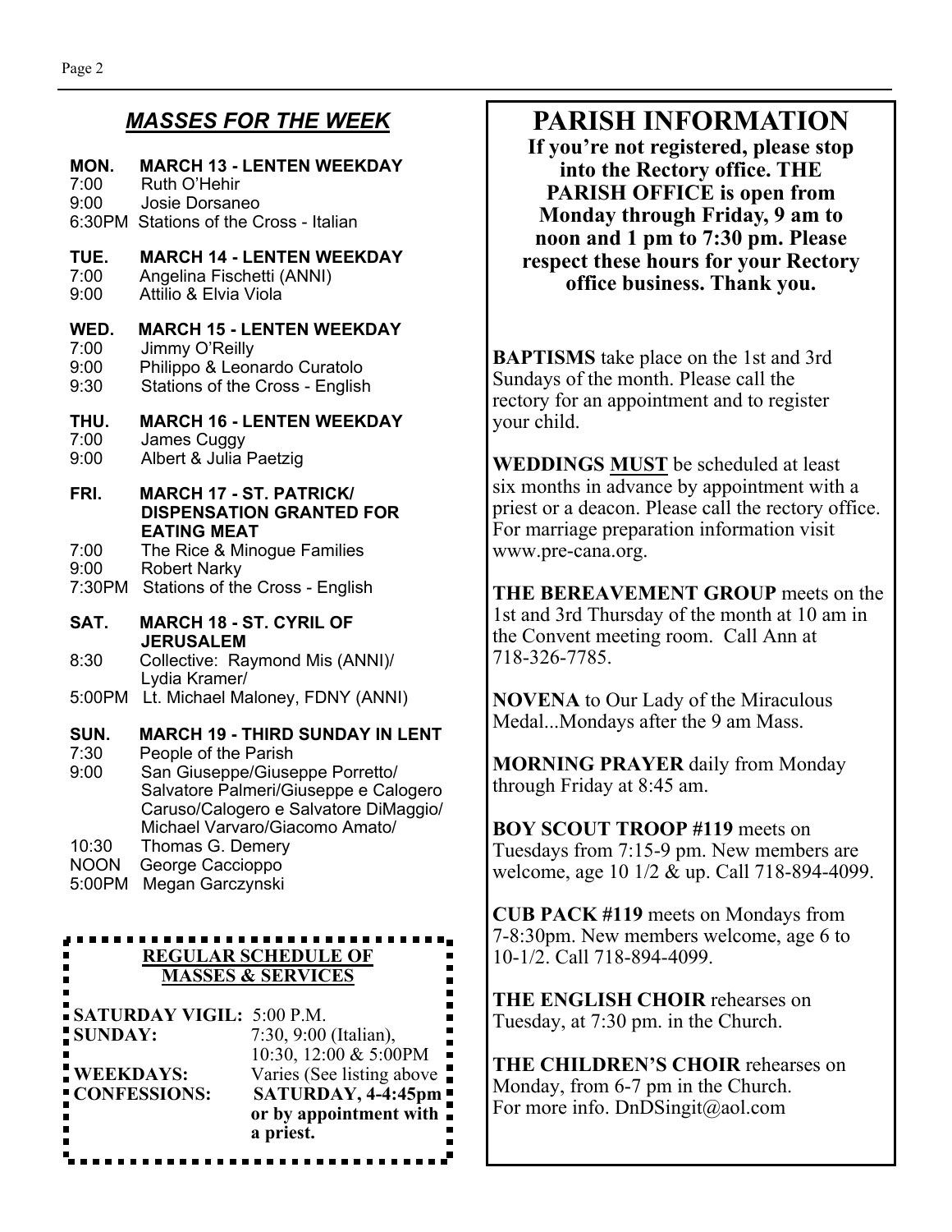## *MASSES FOR THE WEEK*

**MON. MARCH 13 - LENTEN WEEKDAY**
7:00 Ruth O'Hehir
9:00 Josie Dorsaneo
6:30PM Stations of the Cross - Italian

**TUE. MARCH 14 - LENTEN WEEKDAY**
7:00 Angelina Fischetti (ANNI)
9:00 Attilio & Elvia Viola

**WED. MARCH 15 - LENTEN WEEKDAY**
7:00 Jimmy O'Reilly
9:00 Philippo & Leonardo Curatolo
9:30 Stations of the Cross - English

**THU. MARCH 16 - LENTEN WEEKDAY**
7:00 James Cuggy
9:00 Albert & Julia Paetzig

**FRI. MARCH 17 - ST. PATRICK/ DISPENSATION GRANTED FOR EATING MEAT**
7:00 The Rice & Minogue Families
9:00 Robert Narky
7:30PM Stations of the Cross - English

**SAT. MARCH 18 - ST. CYRIL OF JERUSALEM**
8:30 Collective: Raymond Mis (ANNI)/ Lydia Kramer/
5:00PM Lt. Michael Maloney, FDNY (ANNI)

**SUN. MARCH 19 - THIRD SUNDAY IN LENT**
7:30 People of the Parish
9:00 San Giuseppe/Giuseppe Porretto/ Salvatore Palmeri/Giuseppe e Calogero Caruso/Calogero e Salvatore DiMaggio/ Michael Varvaro/Giacomo Amato/
10:30 Thomas G. Demery
NOON George Caccioppo
5:00PM Megan Garczynski

### REGULAR SCHEDULE OF MASSES & SERVICES

**SATURDAY VIGIL:** 5:00 P.M.
**SUNDAY:** 7:30, 9:00 (Italian), 10:30, 12:00 & 5:00PM
**WEEKDAYS:** Varies (See listing above
**CONFESSIONS:** **SATURDAY, 4-4:45pm or by appointment with a priest.**

## PARISH INFORMATION

**If you're not registered, please stop into the Rectory office. THE PARISH OFFICE is open from Monday through Friday, 9 am to noon and 1 pm to 7:30 pm. Please respect these hours for your Rectory office business. Thank you.**

**BAPTISMS** take place on the 1st and 3rd Sundays of the month. Please call the rectory for an appointment and to register your child.

**WEDDINGS MUST** be scheduled at least six months in advance by appointment with a priest or a deacon. Please call the rectory office. For marriage preparation information visit www.pre-cana.org.

**THE BEREAVEMENT GROUP** meets on the 1st and 3rd Thursday of the month at 10 am in the Convent meeting room. Call Ann at 718-326-7785.

**NOVENA** to Our Lady of the Miraculous Medal...Mondays after the 9 am Mass.

**MORNING PRAYER** daily from Monday through Friday at 8:45 am.

**BOY SCOUT TROOP #119** meets on Tuesdays from 7:15-9 pm. New members are welcome, age 10 1/2 & up. Call 718-894-4099.

**CUB PACK #119** meets on Mondays from 7-8:30pm. New members welcome, age 6 to 10-1/2. Call 718-894-4099.

**THE ENGLISH CHOIR** rehearses on Tuesday, at 7:30 pm. in the Church.

**THE CHILDREN'S CHOIR** rehearses on Monday, from 6-7 pm in the Church. For more info. DnDSingit@aol.com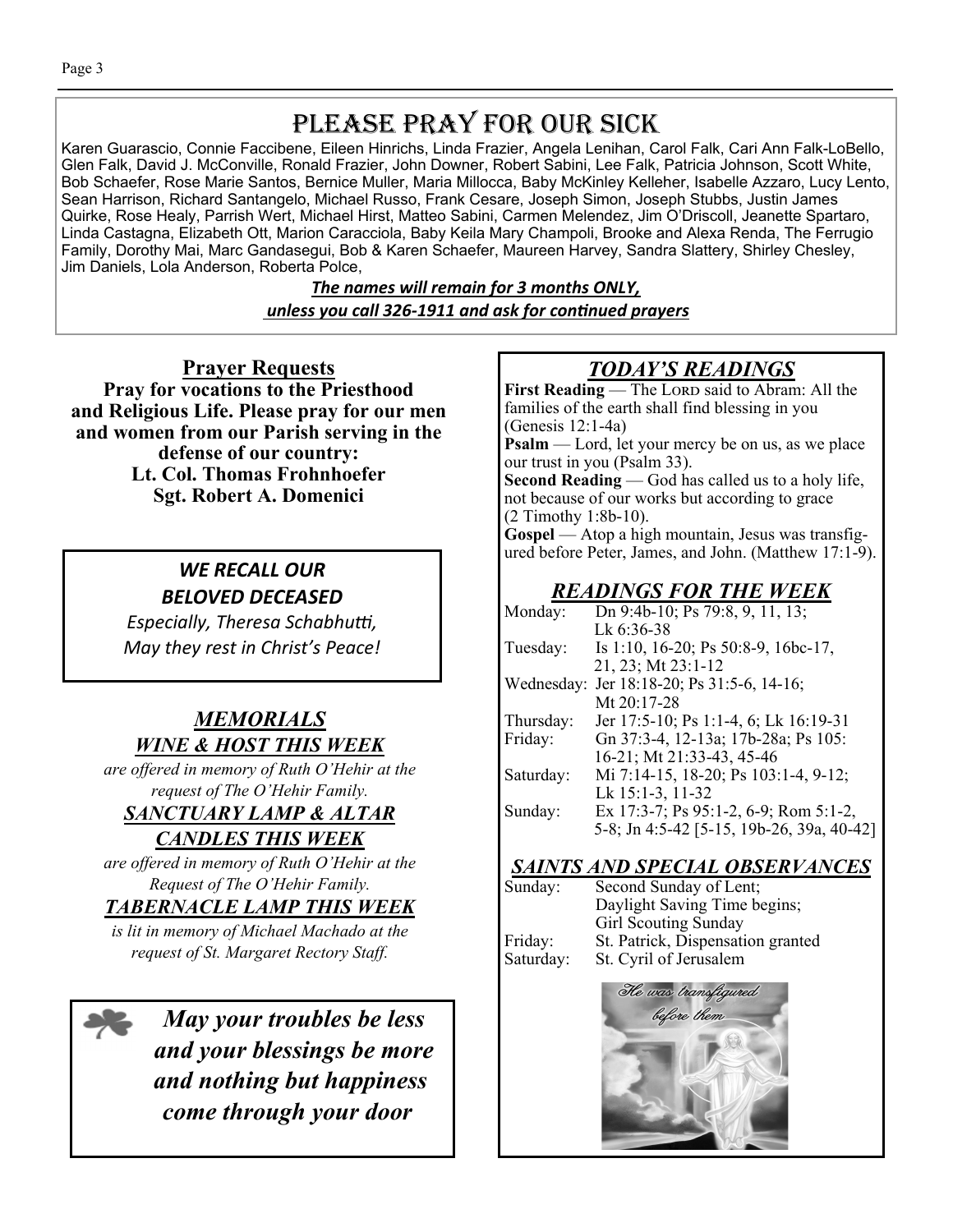# PLEASE PRAY FOR OUR SICK

Karen Guarascio, Connie Faccibene, Eileen Hinrichs, Linda Frazier, Angela Lenihan, Carol Falk, Cari Ann Falk-LoBello, Glen Falk, David J. McConville, Ronald Frazier, John Downer, Robert Sabini, Lee Falk, Patricia Johnson, Scott White, Bob Schaefer, Rose Marie Santos, Bernice Muller, Maria Millocca, Baby McKinley Kelleher, Isabelle Azzaro, Lucy Lento, Sean Harrison, Richard Santangelo, Michael Russo, Frank Cesare, Joseph Simon, Joseph Stubbs, Justin James Quirke, Rose Healy, Parrish Wert, Michael Hirst, Matteo Sabini, Carmen Melendez, Jim O'Driscoll, Jeanette Spartaro, Linda Castagna, Elizabeth Ott, Marion Caracciola, Baby Keila Mary Champoli, Brooke and Alexa Renda, The Ferrugio Family, Dorothy Mai, Marc Gandasegui, Bob & Karen Schaefer, Maureen Harvey, Sandra Slattery, Shirley Chesley, Jim Daniels, Lola Anderson, Roberta Polce,

***The names will remain for 3 months ONLY, unless you call 326-1911 and ask for continued prayers***

## Prayer Requests

**Pray for vocations to the Priesthood and Religious Life. Please pray for our men and women from our Parish serving in the defense of our country:**
**Lt. Col. Thomas Frohnhoefer**
**Sgt. Robert A. Domenici**

***WE RECALL OUR BELOVED DECEASED***

*Especially, Theresa Schabhutti,*
*May they rest in Christ's Peace!*

## *MEMORIALS*

### *WINE & HOST THIS WEEK*

*are offered in memory of Ruth O'Hehir at the request of The O'Hehir Family.*

### *SANCTUARY LAMP & ALTAR CANDLES THIS WEEK*

*are offered in memory of Ruth O'Hehir at the Request of The O'Hehir Family.*

### *TABERNACLE LAMP THIS WEEK*

*is lit in memory of Michael Machado at the request of St. Margaret Rectory Staff.*

***May your troubles be less and your blessings be more and nothing but happiness come through your door***

## *TODAY'S READINGS*

**First Reading** — The LORD said to Abram: All the families of the earth shall find blessing in you (Genesis 12:1-4a)

**Psalm** — Lord, let your mercy be on us, as we place our trust in you (Psalm 33).

**Second Reading** — God has called us to a holy life, not because of our works but according to grace (2 Timothy 1:8b-10).

**Gospel** — Atop a high mountain, Jesus was transfigured before Peter, James, and John. (Matthew 17:1-9).

## *READINGS FOR THE WEEK*

| | |
|---|---|
| Monday: | Dn 9:4b-10; Ps 79:8, 9, 11, 13; Lk 6:36-38 |
| Tuesday: | Is 1:10, 16-20; Ps 50:8-9, 16bc-17, 21, 23; Mt 23:1-12 |
| Wednesday: | Jer 18:18-20; Ps 31:5-6, 14-16; Mt 20:17-28 |
| Thursday: | Jer 17:5-10; Ps 1:1-4, 6; Lk 16:19-31 |
| Friday: | Gn 37:3-4, 12-13a; 17b-28a; Ps 105: 16-21; Mt 21:33-43, 45-46 |
| Saturday: | Mi 7:14-15, 18-20; Ps 103:1-4, 9-12; Lk 15:1-3, 11-32 |
| Sunday: | Ex 17:3-7; Ps 95:1-2, 6-9; Rom 5:1-2, 5-8; Jn 4:5-42 [5-15, 19b-26, 39a, 40-42] |

## *SAINTS AND SPECIAL OBSERVANCES*

| | |
|---|---|
| Sunday: | Second Sunday of Lent; Daylight Saving Time begins; Girl Scouting Sunday |
| Friday: | St. Patrick, Dispensation granted |
| Saturday: | St. Cyril of Jerusalem |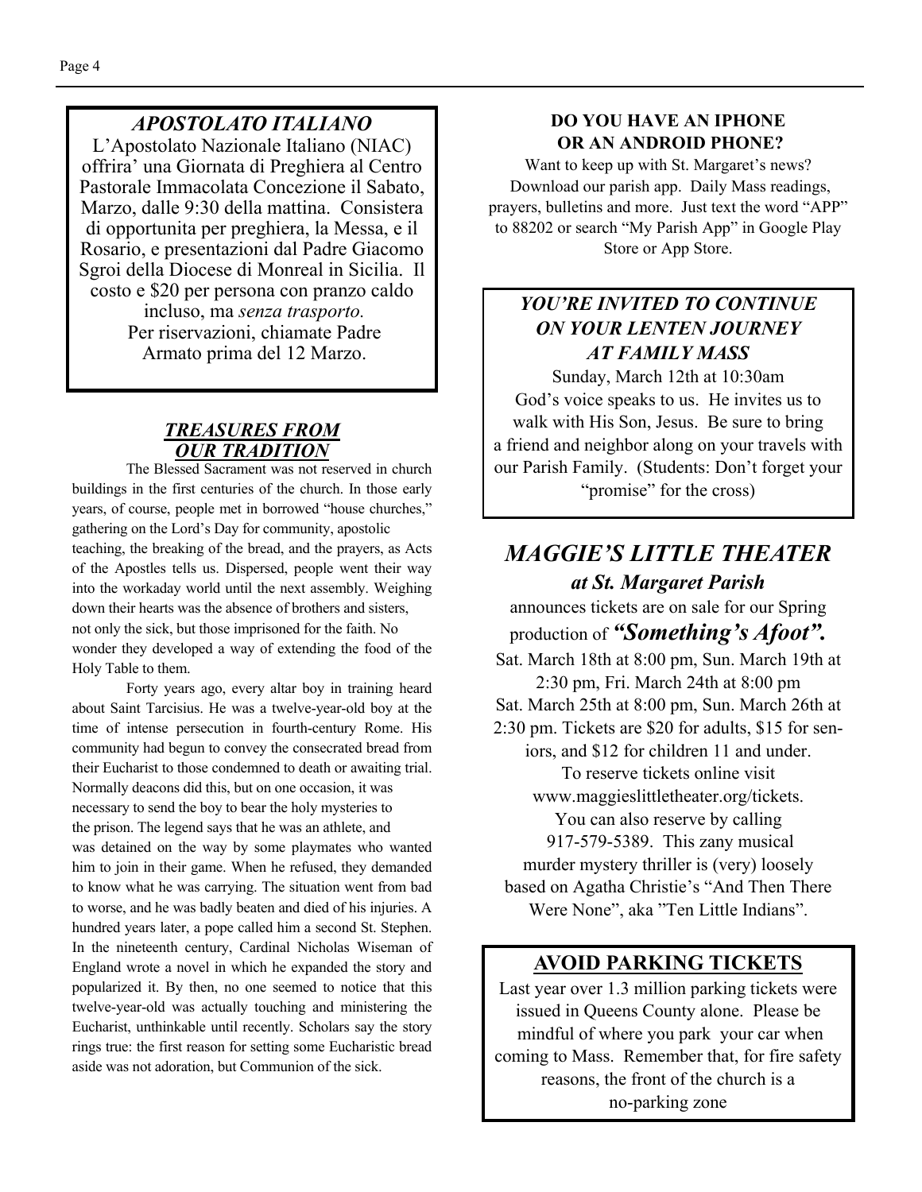## *APOSTOLATO ITALIANO*

L'Apostolato Nazionale Italiano (NIAC) offrira' una Giornata di Preghiera al Centro Pastorale Immacolata Concezione il Sabato, Marzo, dalle 9:30 della mattina. Consistera di opportunita per preghiera, la Messa, e il Rosario, e presentazioni dal Padre Giacomo Sgroi della Diocese di Monreal in Sicilia. Il costo e $20 per persona con pranzo caldo incluso, ma *senza trasporto.* Per riservazioni, chiamate Padre Armato prima del 12 Marzo.

## ***TREASURES FROM OUR TRADITION***

The Blessed Sacrament was not reserved in church buildings in the first centuries of the church. In those early years, of course, people met in borrowed "house churches," gathering on the Lord's Day for community, apostolic teaching, the breaking of the bread, and the prayers, as Acts of the Apostles tells us. Dispersed, people went their way into the workaday world until the next assembly. Weighing down their hearts was the absence of brothers and sisters, not only the sick, but those imprisoned for the faith. No wonder they developed a way of extending the food of the Holy Table to them.

Forty years ago, every altar boy in training heard about Saint Tarcisius. He was a twelve-year-old boy at the time of intense persecution in fourth-century Rome. His community had begun to convey the consecrated bread from their Eucharist to those condemned to death or awaiting trial. Normally deacons did this, but on one occasion, it was necessary to send the boy to bear the holy mysteries to the prison. The legend says that he was an athlete, and was detained on the way by some playmates who wanted him to join in their game. When he refused, they demanded to know what he was carrying. The situation went from bad to worse, and he was badly beaten and died of his injuries. A hundred years later, a pope called him a second St. Stephen. In the nineteenth century, Cardinal Nicholas Wiseman of England wrote a novel in which he expanded the story and popularized it. By then, no one seemed to notice that this twelve-year-old was actually touching and ministering the Eucharist, unthinkable until recently. Scholars say the story rings true: the first reason for setting some Eucharistic bread aside was not adoration, but Communion of the sick.

## **DO YOU HAVE AN IPHONE OR AN ANDROID PHONE?**

Want to keep up with St. Margaret's news? Download our parish app. Daily Mass readings, prayers, bulletins and more. Just text the word "APP" to 88202 or search "My Parish App" in Google Play Store or App Store.

## *YOU'RE INVITED TO CONTINUE ON YOUR LENTEN JOURNEY AT FAMILY MASS*

Sunday, March 12th at 10:30am

God's voice speaks to us. He invites us to walk with His Son, Jesus. Be sure to bring a friend and neighbor along on your travels with our Parish Family. (Students: Don't forget your "promise" for the cross)

## *MAGGIE'S LITTLE THEATER*

### *at St. Margaret Parish*

announces tickets are on sale for our Spring production of ***"Something's Afoot".***

Sat. March 18th at 8:00 pm, Sun. March 19th at 2:30 pm, Fri. March 24th at 8:00 pm Sat. March 25th at 8:00 pm, Sun. March 26th at 2:30 pm. Tickets are $20 for adults, $15 for seniors, and $12 for children 11 and under. To reserve tickets online visit www.maggieslittletheater.org/tickets. You can also reserve by calling 917-579-5389. This zany musical murder mystery thriller is (very) loosely based on Agatha Christie's "And Then There Were None", aka "Ten Little Indians".

## **AVOID PARKING TICKETS**

Last year over 1.3 million parking tickets were issued in Queens County alone. Please be mindful of where you park your car when coming to Mass. Remember that, for fire safety reasons, the front of the church is a no-parking zone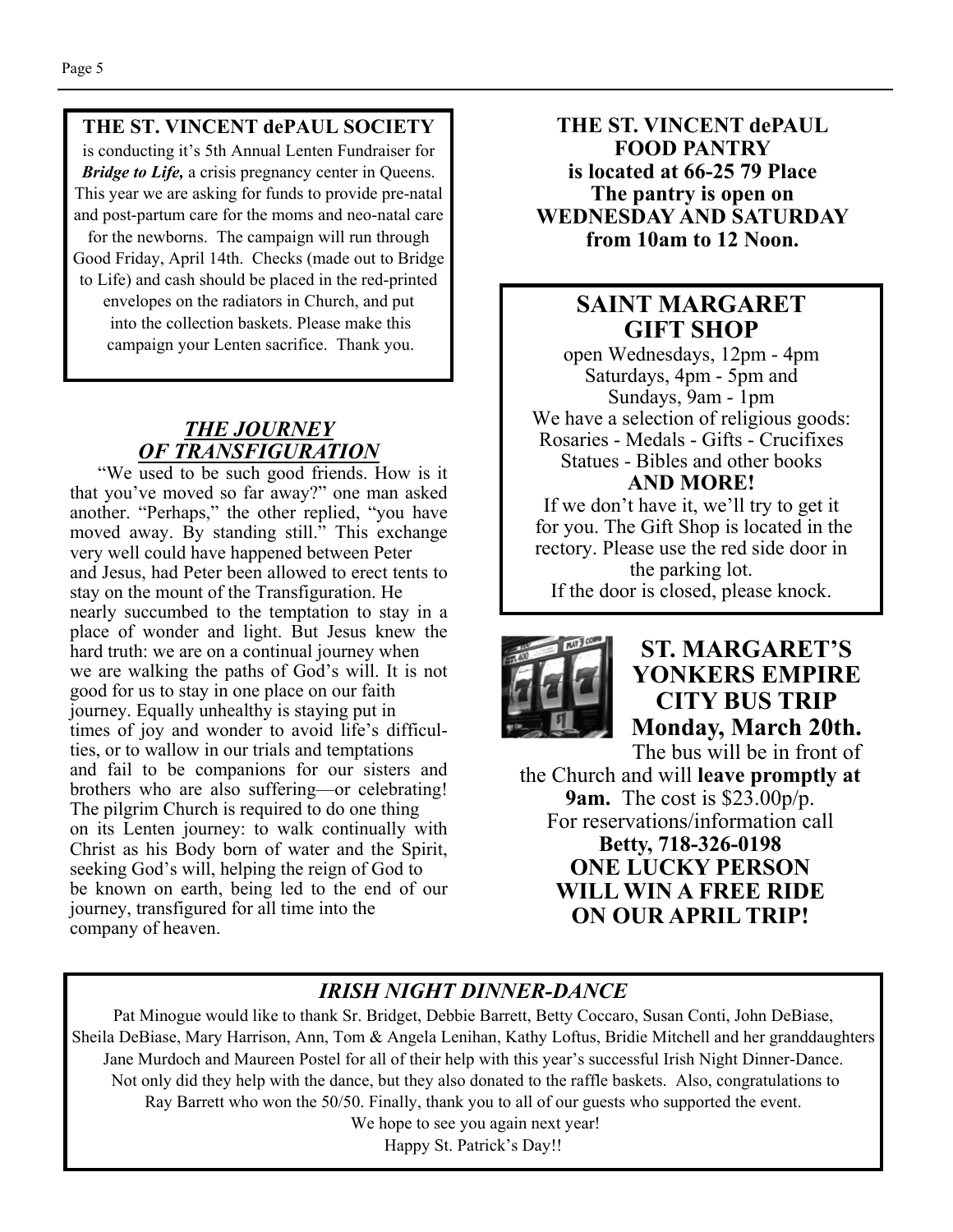## THE ST. VINCENT dePAUL SOCIETY

is conducting it's 5th Annual Lenten Fundraiser for ***Bridge to Life,*** a crisis pregnancy center in Queens. This year we are asking for funds to provide pre-natal and post-partum care for the moms and neo-natal care for the newborns. The campaign will run through Good Friday, April 14th. Checks (made out to Bridge to Life) and cash should be placed in the red-printed envelopes on the radiators in Church, and put into the collection baskets. Please make this campaign your Lenten sacrifice. Thank you.

## *THE JOURNEY OF TRANSFIGURATION*

"We used to be such good friends. How is it that you've moved so far away?" one man asked another. "Perhaps," the other replied, "you have moved away. By standing still." This exchange very well could have happened between Peter and Jesus, had Peter been allowed to erect tents to stay on the mount of the Transfiguration. He nearly succumbed to the temptation to stay in a place of wonder and light. But Jesus knew the hard truth: we are on a continual journey when we are walking the paths of God's will. It is not good for us to stay in one place on our faith journey. Equally unhealthy is staying put in times of joy and wonder to avoid life's difficulties, or to wallow in our trials and temptations and fail to be companions for our sisters and brothers who are also suffering—or celebrating! The pilgrim Church is required to do one thing on its Lenten journey: to walk continually with Christ as his Body born of water and the Spirit, seeking God's will, helping the reign of God to be known on earth, being led to the end of our journey, transfigured for all time into the company of heaven.

**THE ST. VINCENT dePAUL FOOD PANTRY is located at 66-25 79 Place The pantry is open on WEDNESDAY AND SATURDAY from 10am to 12 Noon.**

## SAINT MARGARET GIFT SHOP

open Wednesdays, 12pm - 4pm
Saturdays, 4pm - 5pm and
Sundays, 9am - 1pm
We have a selection of religious goods:
Rosaries - Medals - Gifts - Crucifixes
Statues - Bibles and other books
**AND MORE!**
If we don't have it, we'll try to get it for you. The Gift Shop is located in the rectory. Please use the red side door in the parking lot.
If the door is closed, please knock.

## ST. MARGARET'S YONKERS EMPIRE CITY BUS TRIP Monday, March 20th.

The bus will be in front of the Church and will **leave promptly at 9am.** The cost is $23.00p/p.
For reservations/information call
**Betty, 718-326-0198**
**ONE LUCKY PERSON WILL WIN A FREE RIDE ON OUR APRIL TRIP!**

## *IRISH NIGHT DINNER-DANCE*

Pat Minogue would like to thank Sr. Bridget, Debbie Barrett, Betty Coccaro, Susan Conti, John DeBiase, Sheila DeBiase, Mary Harrison, Ann, Tom & Angela Lenihan, Kathy Loftus, Bridie Mitchell and her granddaughters Jane Murdoch and Maureen Postel for all of their help with this year's successful Irish Night Dinner-Dance. Not only did they help with the dance, but they also donated to the raffle baskets. Also, congratulations to Ray Barrett who won the 50/50. Finally, thank you to all of our guests who supported the event.
We hope to see you again next year!
Happy St. Patrick's Day!!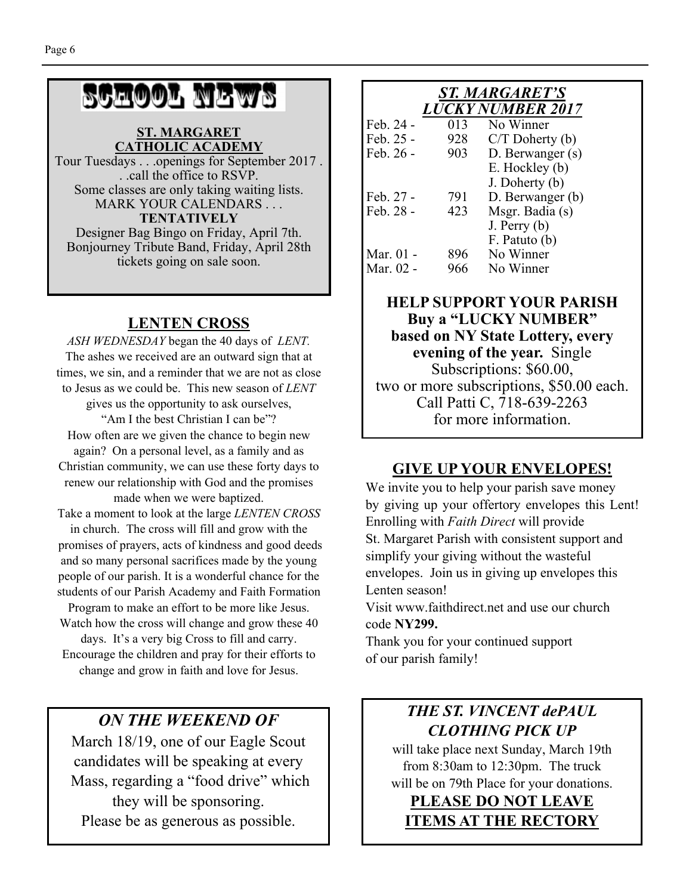## SCHOOL NEWS

**ST. MARGARET CATHOLIC ACADEMY**

Tour Tuesdays . . .openings for September 2017 . . .call the office to RSVP.
Some classes are only taking waiting lists.
MARK YOUR CALENDARS . . .
**TENTATIVELY**
Designer Bag Bingo on Friday, April 7th.
Bonjourney Tribute Band, Friday, April 28th tickets going on sale soon.

## LENTEN CROSS

*ASH WEDNESDAY* began the 40 days of *LENT.* The ashes we received are an outward sign that at times, we sin, and a reminder that we are not as close to Jesus as we could be. This new season of *LENT* gives us the opportunity to ask ourselves, "Am I the best Christian I can be"?

How often are we given the chance to begin new again? On a personal level, as a family and as Christian community, we can use these forty days to renew our relationship with God and the promises made when we were baptized.

Take a moment to look at the large *LENTEN CROSS* in church. The cross will fill and grow with the promises of prayers, acts of kindness and good deeds and so many personal sacrifices made by the young people of our parish. It is a wonderful chance for the students of our Parish Academy and Faith Formation Program to make an effort to be more like Jesus. Watch how the cross will change and grow these 40 days. It's a very big Cross to fill and carry. Encourage the children and pray for their efforts to change and grow in faith and love for Jesus.

## *ON THE WEEKEND OF*

March 18/19, one of our Eagle Scout candidates will be speaking at every Mass, regarding a "food drive" which they will be sponsoring.
Please be as generous as possible.

## *ST. MARGARET'S LUCKY NUMBER 2017*

| Date | Number | Winner |
|---|---|---|
| Feb. 24 - | 013 | No Winner |
| Feb. 25 - | 928 | C/T Doherty (b) |
| Feb. 26 - | 903 | D. Berwanger (s) |
| | | E. Hockley (b) |
| | | J. Doherty (b) |
| Feb. 27 - | 791 | D. Berwanger (b) |
| Feb. 28 - | 423 | Msgr. Badia (s) |
| | | J. Perry (b) |
| | | F. Patuto (b) |
| Mar. 01 - | 896 | No Winner |
| Mar. 02 - | 966 | No Winner |

**HELP SUPPORT YOUR PARISH**
**Buy a "LUCKY NUMBER" based on NY State Lottery, every evening of the year.** Single Subscriptions: $60.00, two or more subscriptions, $50.00 each.
Call Patti C, 718-639-2263 for more information.

## GIVE UP YOUR ENVELOPES!

We invite you to help your parish save money by giving up your offertory envelopes this Lent! Enrolling with *Faith Direct* will provide St. Margaret Parish with consistent support and simplify your giving without the wasteful envelopes. Join us in giving up envelopes this Lenten season!

Visit www.faithdirect.net and use our church code **NY299.**

Thank you for your continued support of our parish family!

## *THE ST. VINCENT dePAUL CLOTHING PICK UP*

will take place next Sunday, March 19th from 8:30am to 12:30pm. The truck will be on 79th Place for your donations.

**PLEASE DO NOT LEAVE ITEMS AT THE RECTORY**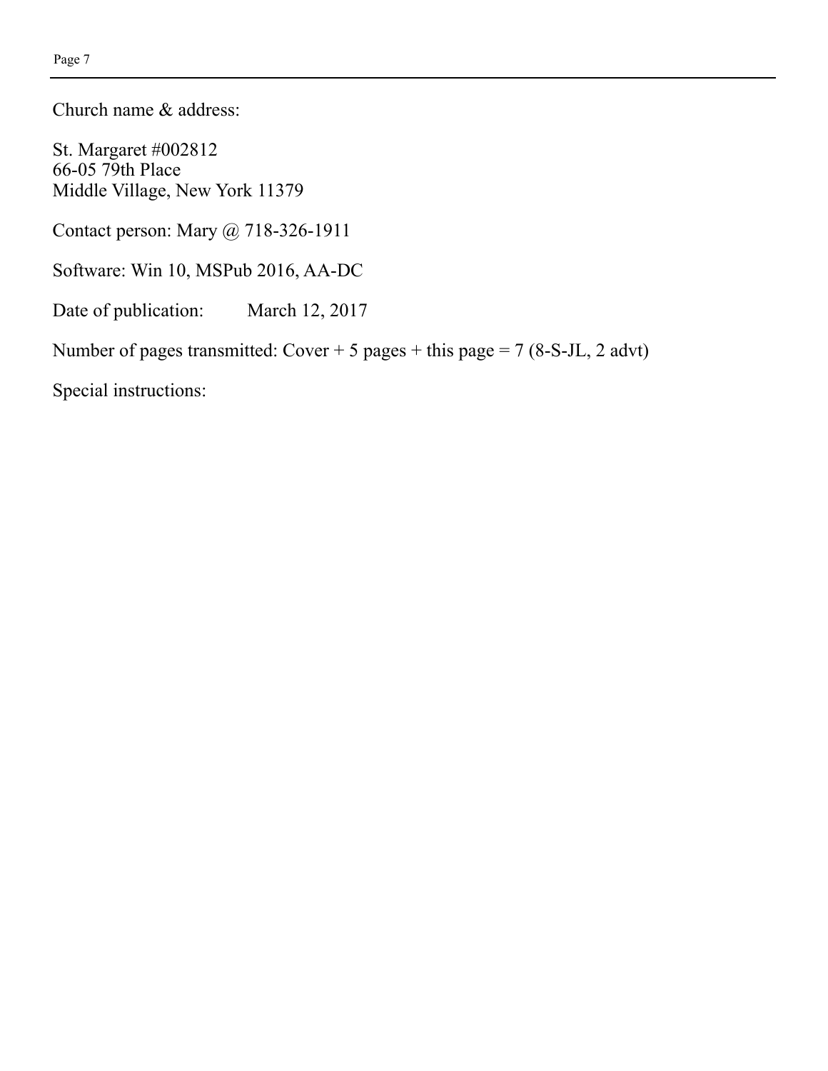Church name & address:

St. Margaret #002812
66-05 79th Place
Middle Village, New York 11379

Contact person: Mary @ 718-326-1911

Software: Win 10, MSPub 2016, AA-DC

Date of publication:     March 12, 2017

Number of pages transmitted: Cover + 5 pages + this page = 7 (8-S-JL, 2 advt)

Special instructions: